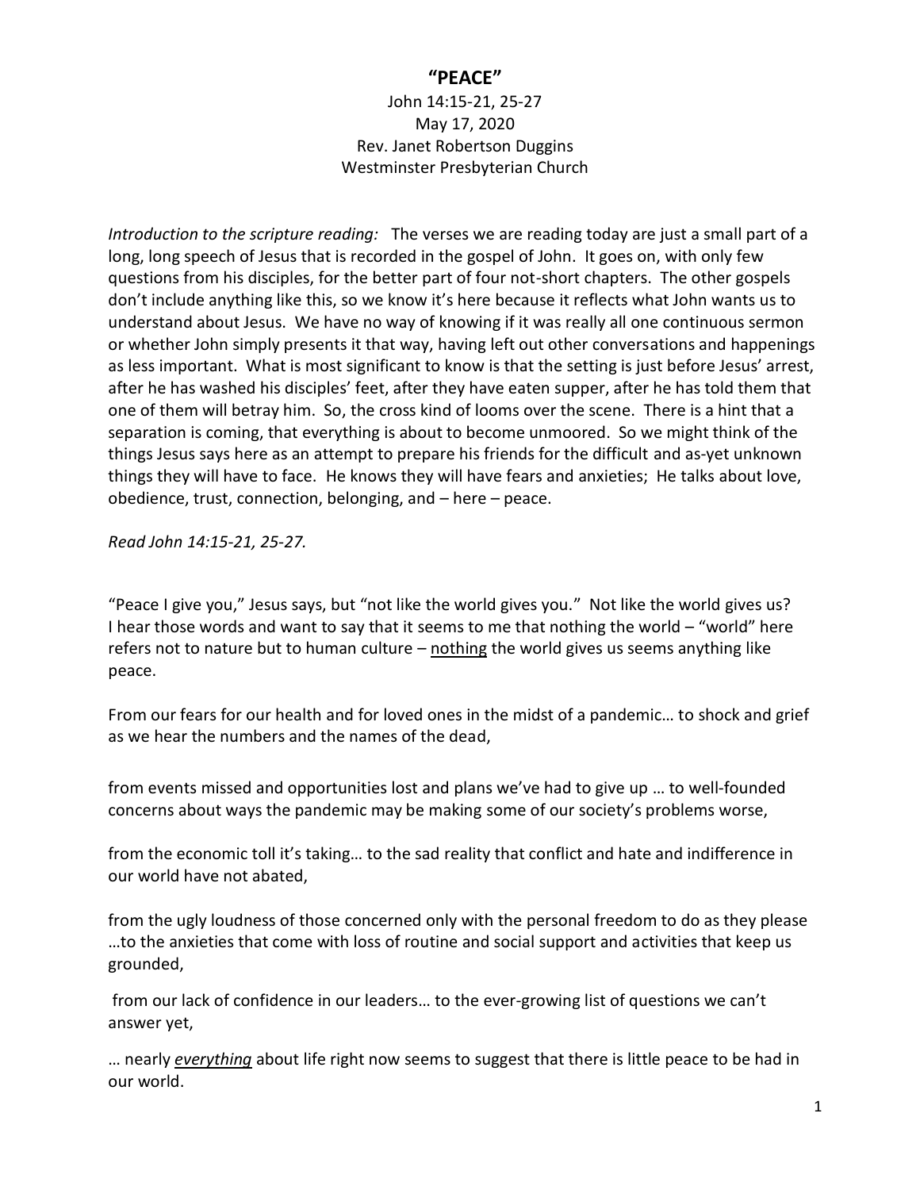# "PEACE"

John 14:15-21, 25-27
May 17, 2020
Rev. Janet Robertson Duggins
Westminster Presbyterian Church

*Introduction to the scripture reading:* The verses we are reading today are just a small part of a long, long speech of Jesus that is recorded in the gospel of John. It goes on, with only few questions from his disciples, for the better part of four not-short chapters. The other gospels don't include anything like this, so we know it's here because it reflects what John wants us to understand about Jesus. We have no way of knowing if it was really all one continuous sermon or whether John simply presents it that way, having left out other conversations and happenings as less important. What is most significant to know is that the setting is just before Jesus' arrest, after he has washed his disciples' feet, after they have eaten supper, after he has told them that one of them will betray him. So, the cross kind of looms over the scene. There is a hint that a separation is coming, that everything is about to become unmoored. So we might think of the things Jesus says here as an attempt to prepare his friends for the difficult and as-yet unknown things they will have to face. He knows they will have fears and anxieties; He talks about love, obedience, trust, connection, belonging, and – here – peace.

*Read John 14:15-21, 25-27.*

"Peace I give you," Jesus says, but "not like the world gives you." Not like the world gives us? I hear those words and want to say that it seems to me that nothing the world – "world" here refers not to nature but to human culture – <u>nothing</u> the world gives us seems anything like peace.

From our fears for our health and for loved ones in the midst of a pandemic… to shock and grief as we hear the numbers and the names of the dead,

from events missed and opportunities lost and plans we've had to give up … to well-founded concerns about ways the pandemic may be making some of our society's problems worse,

from the economic toll it's taking… to the sad reality that conflict and hate and indifference in our world have not abated,

from the ugly loudness of those concerned only with the personal freedom to do as they please …to the anxieties that come with loss of routine and social support and activities that keep us grounded,

from our lack of confidence in our leaders… to the ever-growing list of questions we can't answer yet,

… nearly <u>*everything*</u> about life right now seems to suggest that there is little peace to be had in our world.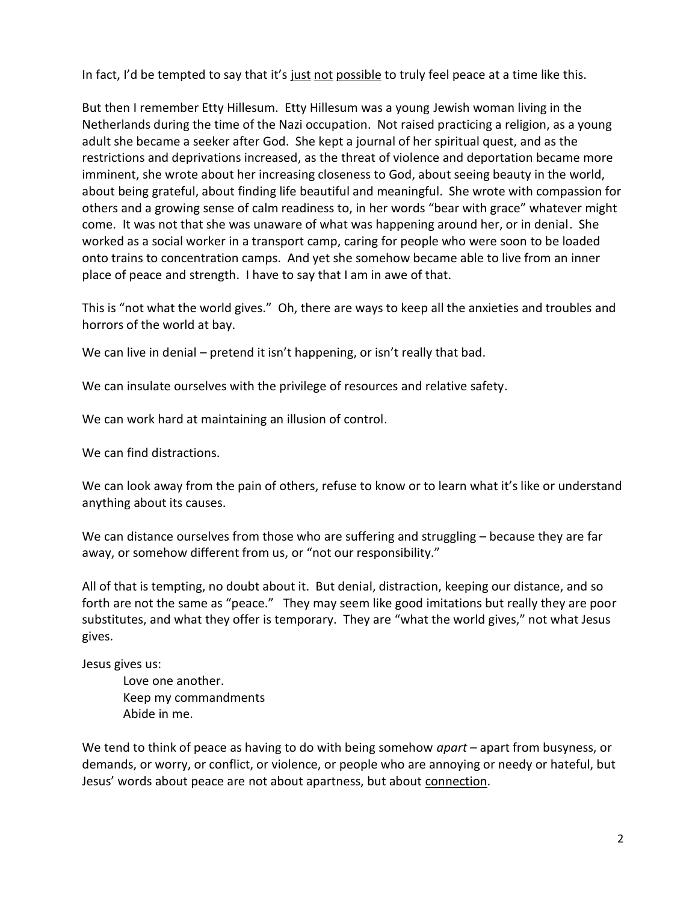In fact, I'd be tempted to say that it's <u>just</u> <u>not</u> <u>possible</u> to truly feel peace at a time like this.

But then I remember Etty Hillesum. Etty Hillesum was a young Jewish woman living in the Netherlands during the time of the Nazi occupation. Not raised practicing a religion, as a young adult she became a seeker after God. She kept a journal of her spiritual quest, and as the restrictions and deprivations increased, as the threat of violence and deportation became more imminent, she wrote about her increasing closeness to God, about seeing beauty in the world, about being grateful, about finding life beautiful and meaningful. She wrote with compassion for others and a growing sense of calm readiness to, in her words "bear with grace" whatever might come. It was not that she was unaware of what was happening around her, or in denial. She worked as a social worker in a transport camp, caring for people who were soon to be loaded onto trains to concentration camps. And yet she somehow became able to live from an inner place of peace and strength. I have to say that I am in awe of that.

This is "not what the world gives." Oh, there are ways to keep all the anxieties and troubles and horrors of the world at bay.

We can live in denial – pretend it isn't happening, or isn't really that bad.

We can insulate ourselves with the privilege of resources and relative safety.

We can work hard at maintaining an illusion of control.

We can find distractions.

We can look away from the pain of others, refuse to know or to learn what it's like or understand anything about its causes.

We can distance ourselves from those who are suffering and struggling – because they are far away, or somehow different from us, or "not our responsibility."

All of that is tempting, no doubt about it. But denial, distraction, keeping our distance, and so forth are not the same as "peace." They may seem like good imitations but really they are poor substitutes, and what they offer is temporary. They are "what the world gives," not what Jesus gives.

Jesus gives us:

> Love one another.
> Keep my commandments
> Abide in me.

We tend to think of peace as having to do with being somehow *apart* – apart from busyness, or demands, or worry, or conflict, or violence, or people who are annoying or needy or hateful, but Jesus' words about peace are not about apartness, but about <u>connection</u>.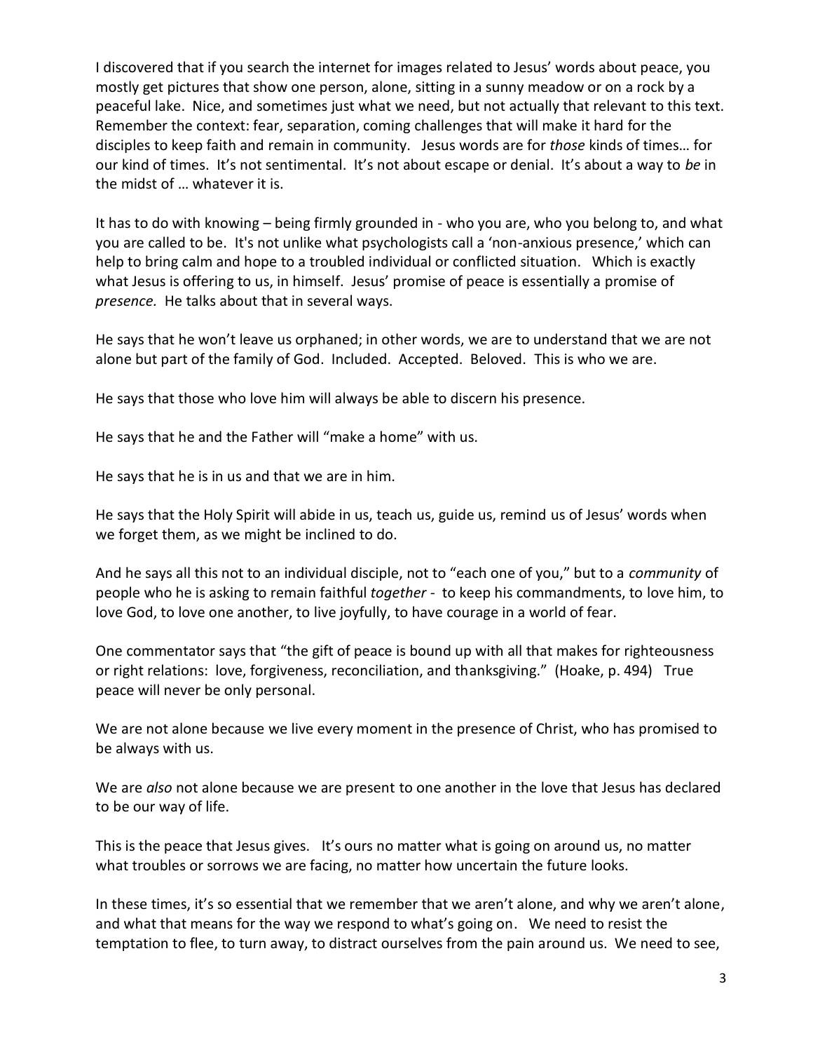I discovered that if you search the internet for images related to Jesus' words about peace, you mostly get pictures that show one person, alone, sitting in a sunny meadow or on a rock by a peaceful lake. Nice, and sometimes just what we need, but not actually that relevant to this text. Remember the context: fear, separation, coming challenges that will make it hard for the disciples to keep faith and remain in community. Jesus words are for *those* kinds of times… for our kind of times. It's not sentimental. It's not about escape or denial. It's about a way to *be* in the midst of … whatever it is.

It has to do with knowing – being firmly grounded in - who you are, who you belong to, and what you are called to be. It's not unlike what psychologists call a 'non-anxious presence,' which can help to bring calm and hope to a troubled individual or conflicted situation. Which is exactly what Jesus is offering to us, in himself. Jesus' promise of peace is essentially a promise of *presence.* He talks about that in several ways.

He says that he won't leave us orphaned; in other words, we are to understand that we are not alone but part of the family of God. Included. Accepted. Beloved. This is who we are.

He says that those who love him will always be able to discern his presence.

He says that he and the Father will "make a home" with us.

He says that he is in us and that we are in him.

He says that the Holy Spirit will abide in us, teach us, guide us, remind us of Jesus' words when we forget them, as we might be inclined to do.

And he says all this not to an individual disciple, not to "each one of you," but to a *community* of people who he is asking to remain faithful *together* - to keep his commandments, to love him, to love God, to love one another, to live joyfully, to have courage in a world of fear.

One commentator says that "the gift of peace is bound up with all that makes for righteousness or right relations: love, forgiveness, reconciliation, and thanksgiving." (Hoake, p. 494) True peace will never be only personal.

We are not alone because we live every moment in the presence of Christ, who has promised to be always with us.

We are *also* not alone because we are present to one another in the love that Jesus has declared to be our way of life.

This is the peace that Jesus gives. It's ours no matter what is going on around us, no matter what troubles or sorrows we are facing, no matter how uncertain the future looks.

In these times, it's so essential that we remember that we aren't alone, and why we aren't alone, and what that means for the way we respond to what's going on. We need to resist the temptation to flee, to turn away, to distract ourselves from the pain around us. We need to see,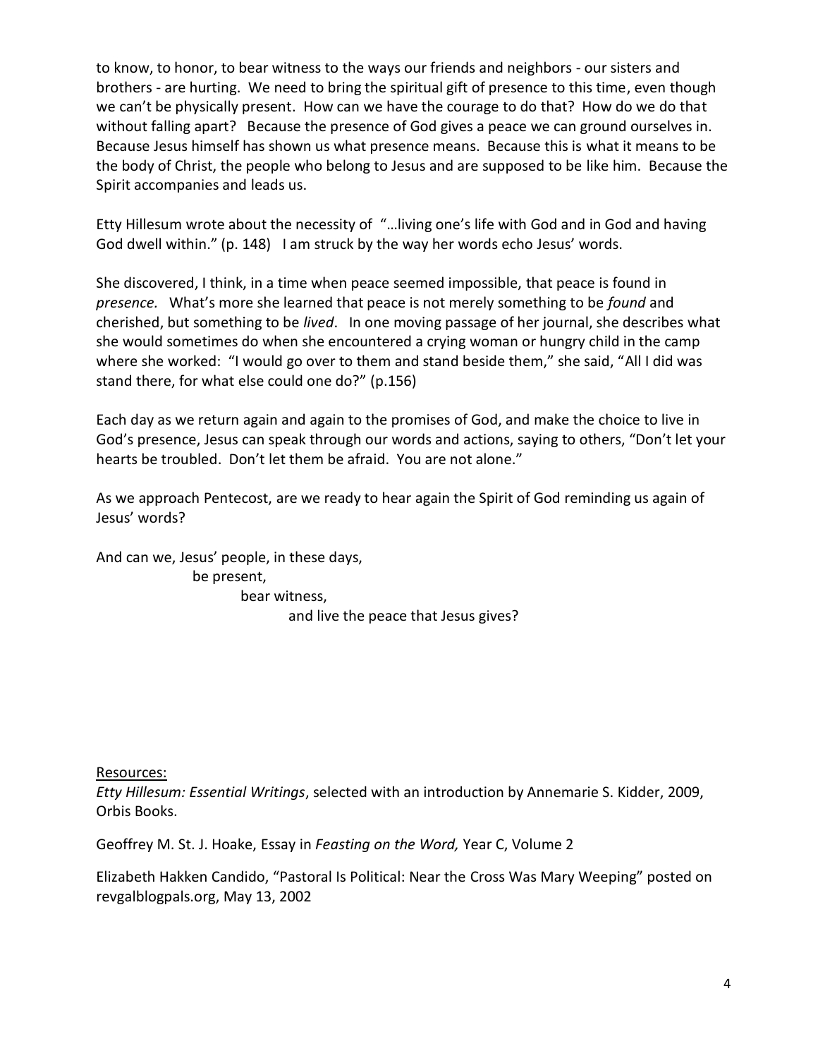to know, to honor, to bear witness to the ways our friends and neighbors - our sisters and brothers - are hurting. We need to bring the spiritual gift of presence to this time, even though we can't be physically present. How can we have the courage to do that? How do we do that without falling apart? Because the presence of God gives a peace we can ground ourselves in. Because Jesus himself has shown us what presence means. Because this is what it means to be the body of Christ, the people who belong to Jesus and are supposed to be like him. Because the Spirit accompanies and leads us.

Etty Hillesum wrote about the necessity of "…living one's life with God and in God and having God dwell within." (p. 148) I am struck by the way her words echo Jesus' words.

She discovered, I think, in a time when peace seemed impossible, that peace is found in *presence.* What's more she learned that peace is not merely something to be *found* and cherished, but something to be *lived*. In one moving passage of her journal, she describes what she would sometimes do when she encountered a crying woman or hungry child in the camp where she worked: "I would go over to them and stand beside them," she said, "All I did was stand there, for what else could one do?" (p.156)

Each day as we return again and again to the promises of God, and make the choice to live in God's presence, Jesus can speak through our words and actions, saying to others, "Don't let your hearts be troubled. Don't let them be afraid. You are not alone."

As we approach Pentecost, are we ready to hear again the Spirit of God reminding us again of Jesus' words?

And can we, Jesus' people, in these days,
be present,
bear witness,
and live the peace that Jesus gives?

Resources:

*Etty Hillesum: Essential Writings*, selected with an introduction by Annemarie S. Kidder, 2009, Orbis Books.

Geoffrey M. St. J. Hoake, Essay in *Feasting on the Word,* Year C, Volume 2

Elizabeth Hakken Candido, "Pastoral Is Political: Near the Cross Was Mary Weeping" posted on revgalblogpals.org, May 13, 2002